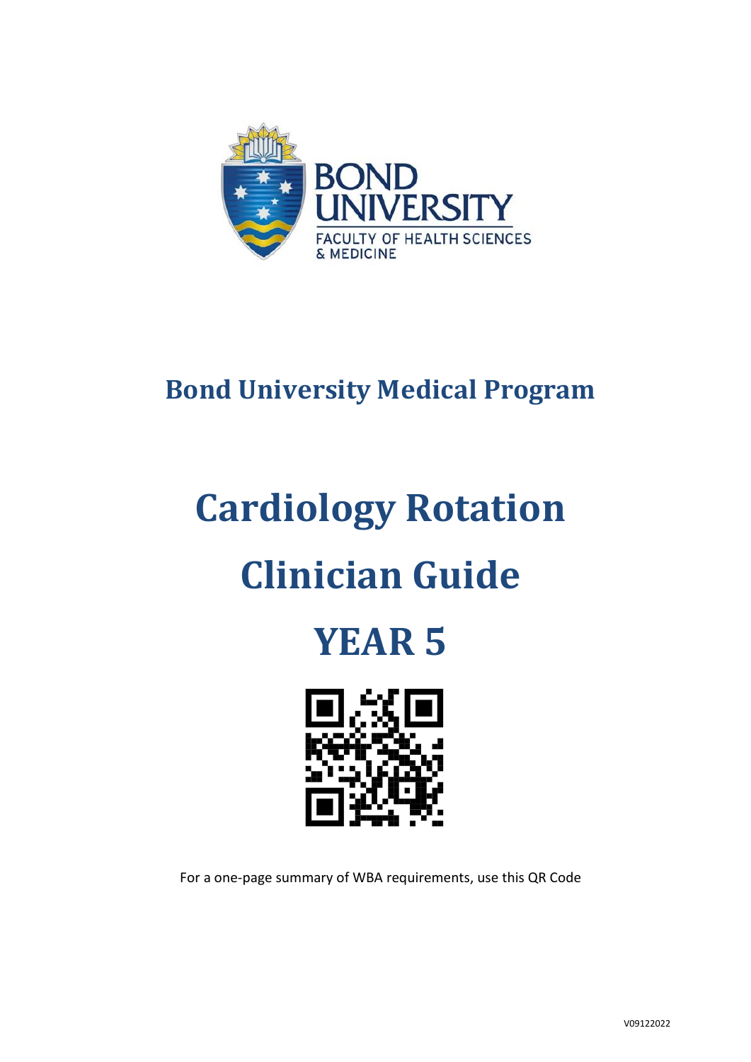BOND UNIVERSITY

FACULTY OF HEALTH SCIENCES & MEDICINE

## Bond University Medical Program

# Cardiology Rotation

# Clinician Guide

# YEAR 5

For a one-page summary of WBA requirements, use this QR Code

V09122022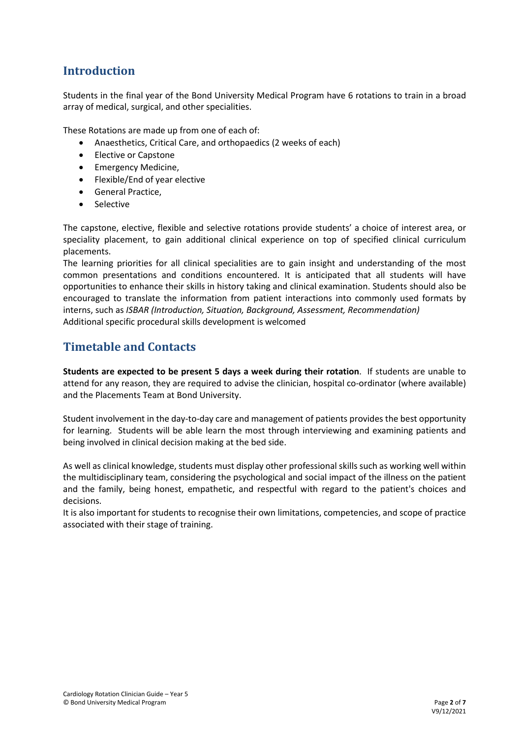## Introduction

Students in the final year of the Bond University Medical Program have 6 rotations to train in a broad array of medical, surgical, and other specialities.

These Rotations are made up from one of each of:

- Anaesthetics, Critical Care, and orthopaedics (2 weeks of each)
- Elective or Capstone
- Emergency Medicine,
- Flexible/End of year elective
- General Practice,
- Selective

The capstone, elective, flexible and selective rotations provide students' a choice of interest area, or speciality placement, to gain additional clinical experience on top of specified clinical curriculum placements.

The learning priorities for all clinical specialities are to gain insight and understanding of the most common presentations and conditions encountered. It is anticipated that all students will have opportunities to enhance their skills in history taking and clinical examination. Students should also be encouraged to translate the information from patient interactions into commonly used formats by interns, such as *ISBAR (Introduction, Situation, Background, Assessment, Recommendation)*
Additional specific procedural skills development is welcomed

## Timetable and Contacts

**Students are expected to be present 5 days a week during their rotation**. If students are unable to attend for any reason, they are required to advise the clinician, hospital co-ordinator (where available) and the Placements Team at Bond University.

Student involvement in the day-to-day care and management of patients provides the best opportunity for learning. Students will be able learn the most through interviewing and examining patients and being involved in clinical decision making at the bed side.

As well as clinical knowledge, students must display other professional skills such as working well within the multidisciplinary team, considering the psychological and social impact of the illness on the patient and the family, being honest, empathetic, and respectful with regard to the patient's choices and decisions.

It is also important for students to recognise their own limitations, competencies, and scope of practice associated with their stage of training.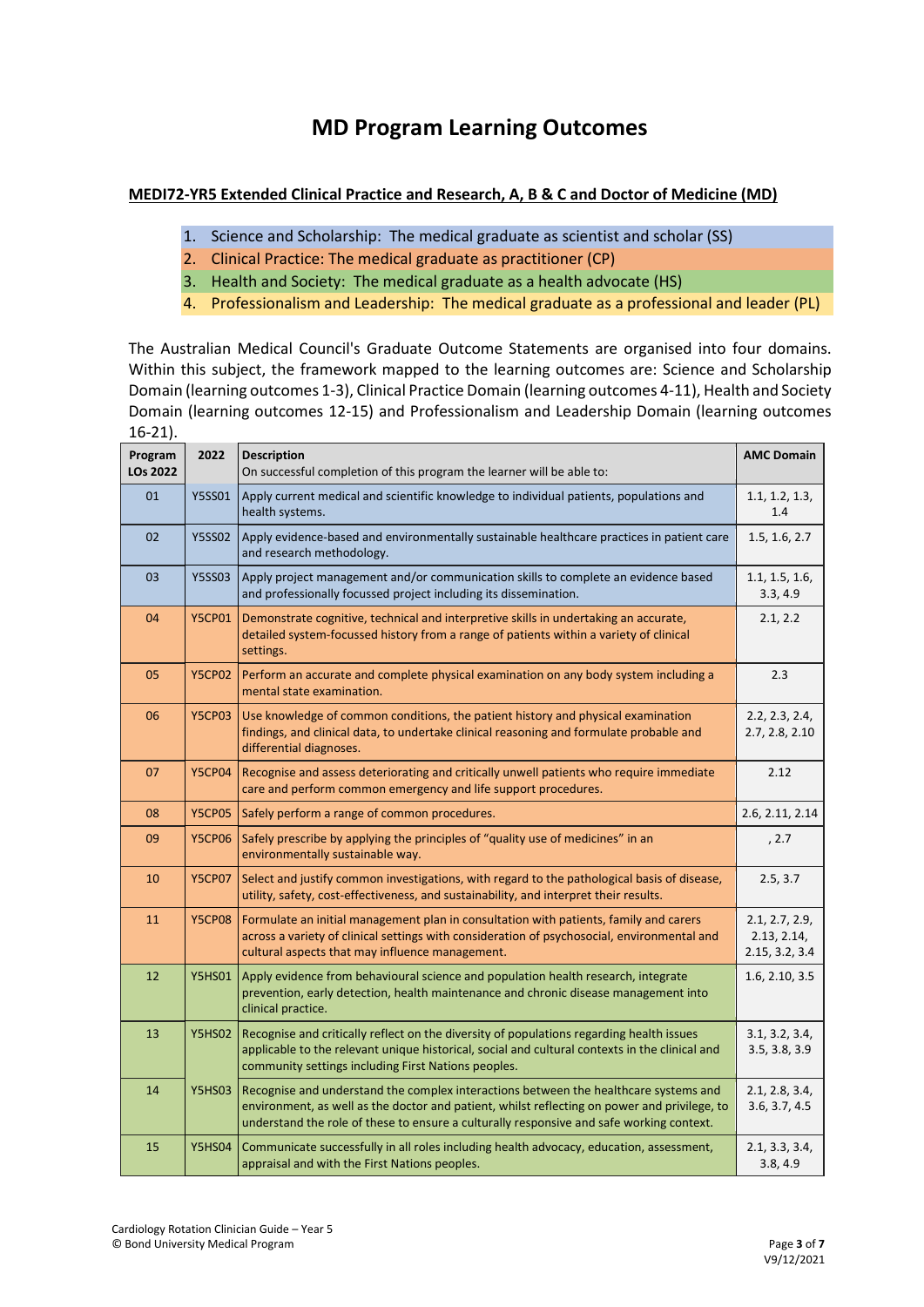# MD Program Learning Outcomes

**MEDI72-YR5 Extended Clinical Practice and Research, A, B & C and Doctor of Medicine (MD)**

1. Science and Scholarship: The medical graduate as scientist and scholar (SS)
2. Clinical Practice: The medical graduate as practitioner (CP)
3. Health and Society: The medical graduate as a health advocate (HS)
4. Professionalism and Leadership: The medical graduate as a professional and leader (PL)

The Australian Medical Council's Graduate Outcome Statements are organised into four domains. Within this subject, the framework mapped to the learning outcomes are: Science and Scholarship Domain (learning outcomes 1-3), Clinical Practice Domain (learning outcomes 4-11), Health and Society Domain (learning outcomes 12-15) and Professionalism and Leadership Domain (learning outcomes 16-21).

| Program LOs 2022 | 2022 | Description<br>On successful completion of this program the learner will be able to: | AMC Domain |
|---|---|---|---|
| 01 | Y5SS01 | Apply current medical and scientific knowledge to individual patients, populations and health systems. | 1.1, 1.2, 1.3, 1.4 |
| 02 | Y5SS02 | Apply evidence-based and environmentally sustainable healthcare practices in patient care and research methodology. | 1.5, 1.6, 2.7 |
| 03 | Y5SS03 | Apply project management and/or communication skills to complete an evidence based and professionally focussed project including its dissemination. | 1.1, 1.5, 1.6, 3.3, 4.9 |
| 04 | Y5CP01 | Demonstrate cognitive, technical and interpretive skills in undertaking an accurate, detailed system-focussed history from a range of patients within a variety of clinical settings. | 2.1, 2.2 |
| 05 | Y5CP02 | Perform an accurate and complete physical examination on any body system including a mental state examination. | 2.3 |
| 06 | Y5CP03 | Use knowledge of common conditions, the patient history and physical examination findings, and clinical data, to undertake clinical reasoning and formulate probable and differential diagnoses. | 2.2, 2.3, 2.4, 2.7, 2.8, 2.10 |
| 07 | Y5CP04 | Recognise and assess deteriorating and critically unwell patients who require immediate care and perform common emergency and life support procedures. | 2.12 |
| 08 | Y5CP05 | Safely perform a range of common procedures. | 2.6, 2.11, 2.14 |
| 09 | Y5CP06 | Safely prescribe by applying the principles of "quality use of medicines" in an environmentally sustainable way. | , 2.7 |
| 10 | Y5CP07 | Select and justify common investigations, with regard to the pathological basis of disease, utility, safety, cost-effectiveness, and sustainability, and interpret their results. | 2.5, 3.7 |
| 11 | Y5CP08 | Formulate an initial management plan in consultation with patients, family and carers across a variety of clinical settings with consideration of psychosocial, environmental and cultural aspects that may influence management. | 2.1, 2.7, 2.9, 2.13, 2.14, 2.15, 3.2, 3.4 |
| 12 | Y5HS01 | Apply evidence from behavioural science and population health research, integrate prevention, early detection, health maintenance and chronic disease management into clinical practice. | 1.6, 2.10, 3.5 |
| 13 | Y5HS02 | Recognise and critically reflect on the diversity of populations regarding health issues applicable to the relevant unique historical, social and cultural contexts in the clinical and community settings including First Nations peoples. | 3.1, 3.2, 3.4, 3.5, 3.8, 3.9 |
| 14 | Y5HS03 | Recognise and understand the complex interactions between the healthcare systems and environment, as well as the doctor and patient, whilst reflecting on power and privilege, to understand the role of these to ensure a culturally responsive and safe working context. | 2.1, 2.8, 3.4, 3.6, 3.7, 4.5 |
| 15 | Y5HS04 | Communicate successfully in all roles including health advocacy, education, assessment, appraisal and with the First Nations peoples. | 2.1, 3.3, 3.4, 3.8, 4.9 |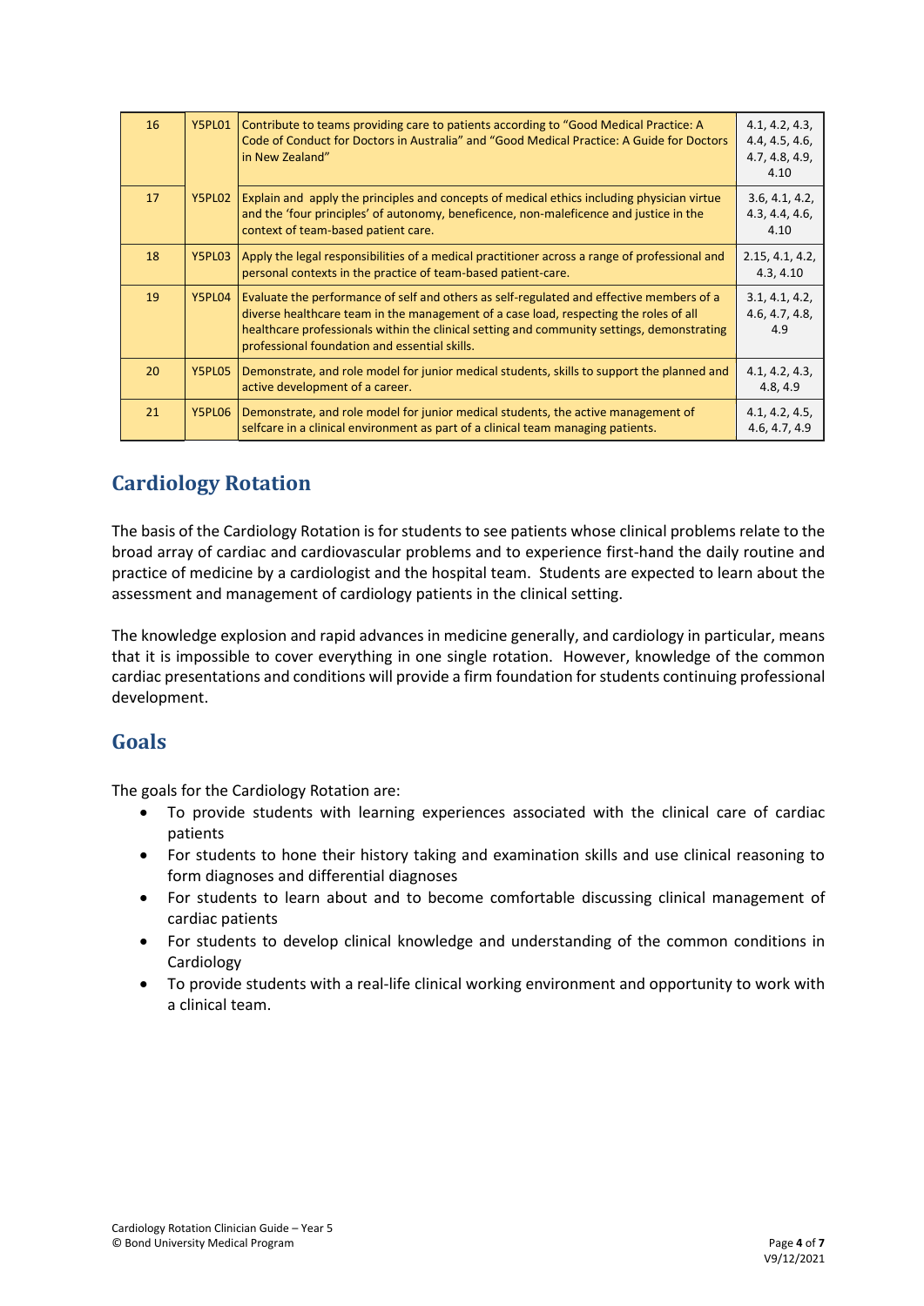| 16 | Y5PL01 | Contribute to teams providing care to patients according to "Good Medical Practice: A Code of Conduct for Doctors in Australia" and "Good Medical Practice: A Guide for Doctors in New Zealand" | 4.1, 4.2, 4.3, 4.4, 4.5, 4.6, 4.7, 4.8, 4.9, 4.10 |
|---|---|---|---|
| 17 | Y5PL02 | Explain and apply the principles and concepts of medical ethics including physician virtue and the 'four principles' of autonomy, beneficence, non-maleficence and justice in the context of team-based patient care. | 3.6, 4.1, 4.2, 4.3, 4.4, 4.6, 4.10 |
| 18 | Y5PL03 | Apply the legal responsibilities of a medical practitioner across a range of professional and personal contexts in the practice of team-based patient-care. | 2.15, 4.1, 4.2, 4.3, 4.10 |
| 19 | Y5PL04 | Evaluate the performance of self and others as self-regulated and effective members of a diverse healthcare team in the management of a case load, respecting the roles of all healthcare professionals within the clinical setting and community settings, demonstrating professional foundation and essential skills. | 3.1, 4.1, 4.2, 4.6, 4.7, 4.8, 4.9 |
| 20 | Y5PL05 | Demonstrate, and role model for junior medical students, skills to support the planned and active development of a career. | 4.1, 4.2, 4.3, 4.8, 4.9 |
| 21 | Y5PL06 | Demonstrate, and role model for junior medical students, the active management of selfcare in a clinical environment as part of a clinical team managing patients. | 4.1, 4.2, 4.5, 4.6, 4.7, 4.9 |

## Cardiology Rotation

The basis of the Cardiology Rotation is for students to see patients whose clinical problems relate to the broad array of cardiac and cardiovascular problems and to experience first-hand the daily routine and practice of medicine by a cardiologist and the hospital team. Students are expected to learn about the assessment and management of cardiology patients in the clinical setting.

The knowledge explosion and rapid advances in medicine generally, and cardiology in particular, means that it is impossible to cover everything in one single rotation. However, knowledge of the common cardiac presentations and conditions will provide a firm foundation for students continuing professional development.

## Goals

The goals for the Cardiology Rotation are:

- To provide students with learning experiences associated with the clinical care of cardiac patients
- For students to hone their history taking and examination skills and use clinical reasoning to form diagnoses and differential diagnoses
- For students to learn about and to become comfortable discussing clinical management of cardiac patients
- For students to develop clinical knowledge and understanding of the common conditions in Cardiology
- To provide students with a real-life clinical working environment and opportunity to work with a clinical team.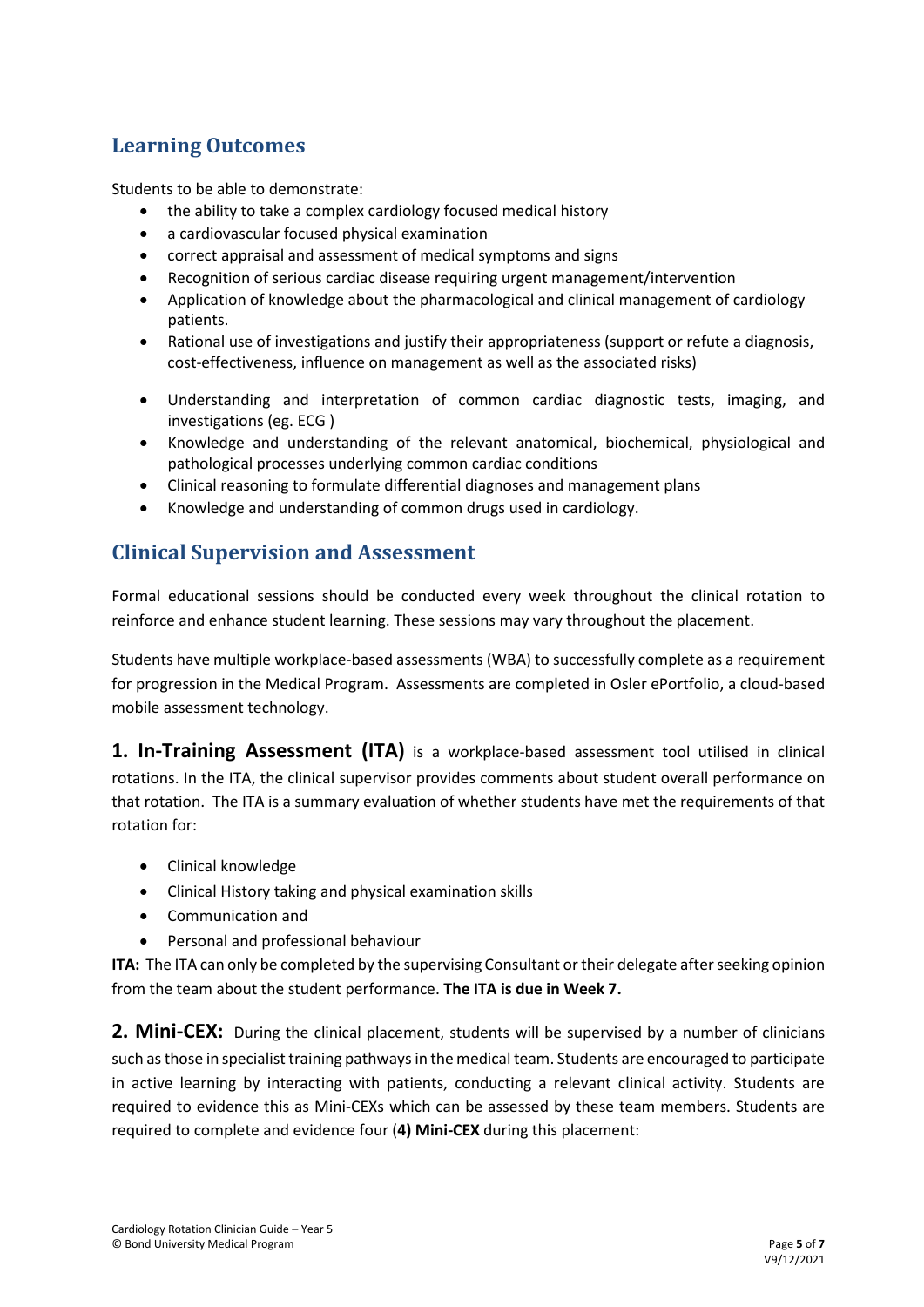## Learning Outcomes

Students to be able to demonstrate:

- the ability to take a complex cardiology focused medical history
- a cardiovascular focused physical examination
- correct appraisal and assessment of medical symptoms and signs
- Recognition of serious cardiac disease requiring urgent management/intervention
- Application of knowledge about the pharmacological and clinical management of cardiology patients.
- Rational use of investigations and justify their appropriateness (support or refute a diagnosis, cost-effectiveness, influence on management as well as the associated risks)
- Understanding and interpretation of common cardiac diagnostic tests, imaging, and investigations (eg. ECG )
- Knowledge and understanding of the relevant anatomical, biochemical, physiological and pathological processes underlying common cardiac conditions
- Clinical reasoning to formulate differential diagnoses and management plans
- Knowledge and understanding of common drugs used in cardiology.

## Clinical Supervision and Assessment

Formal educational sessions should be conducted every week throughout the clinical rotation to reinforce and enhance student learning. These sessions may vary throughout the placement.

Students have multiple workplace-based assessments (WBA) to successfully complete as a requirement for progression in the Medical Program. Assessments are completed in Osler ePortfolio, a cloud-based mobile assessment technology.

**1. In-Training Assessment (ITA)** is a workplace-based assessment tool utilised in clinical rotations. In the ITA, the clinical supervisor provides comments about student overall performance on that rotation. The ITA is a summary evaluation of whether students have met the requirements of that rotation for:

- Clinical knowledge
- Clinical History taking and physical examination skills
- Communication and
- Personal and professional behaviour

**ITA:** The ITA can only be completed by the supervising Consultant or their delegate after seeking opinion from the team about the student performance. **The ITA is due in Week 7.**

**2. Mini-CEX:** During the clinical placement, students will be supervised by a number of clinicians such as those in specialist training pathways in the medical team. Students are encouraged to participate in active learning by interacting with patients, conducting a relevant clinical activity. Students are required to evidence this as Mini-CEXs which can be assessed by these team members. Students are required to complete and evidence four (**4) Mini-CEX** during this placement: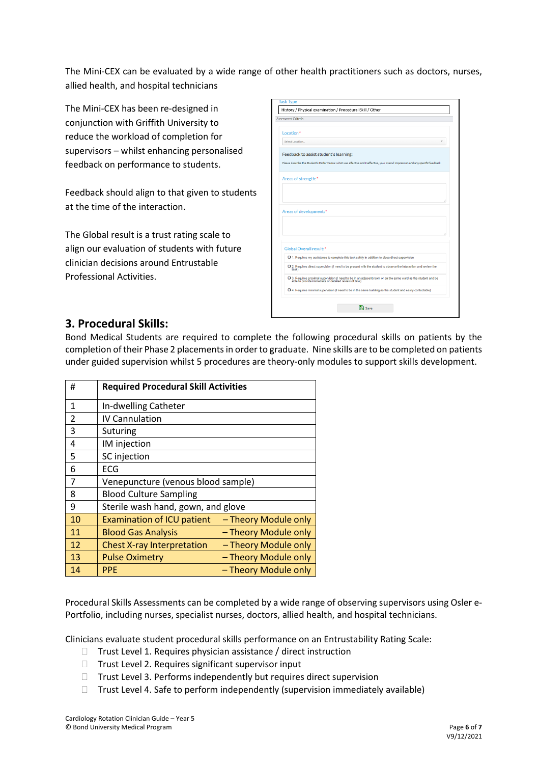The Mini-CEX can be evaluated by a wide range of other health practitioners such as doctors, nurses, allied health, and hospital technicians

The Mini-CEX has been re-designed in conjunction with Griffith University to reduce the workload of completion for supervisors – whilst enhancing personalised feedback on performance to students.

Feedback should align to that given to students at the time of the interaction.

The Global result is a trust rating scale to align our evaluation of students with future clinician decisions around Entrustable Professional Activities.

## 3. Procedural Skills:

Bond Medical Students are required to complete the following procedural skills on patients by the completion of their Phase 2 placements in order to graduate. Nine skills are to be completed on patients under guided supervision whilst 5 procedures are theory-only modules to support skills development.

| # | Required Procedural Skill Activities |
|---|---|
| 1 | In-dwelling Catheter |
| 2 | IV Cannulation |
| 3 | Suturing |
| 4 | IM injection |
| 5 | SC injection |
| 6 | ECG |
| 7 | Venepuncture (venous blood sample) |
| 8 | Blood Culture Sampling |
| 9 | Sterile wash hand, gown, and glove |
| 10 | Examination of ICU patient – Theory Module only |
| 11 | Blood Gas Analysis – Theory Module only |
| 12 | Chest X-ray Interpretation – Theory Module only |
| 13 | Pulse Oximetry – Theory Module only |
| 14 | PPE – Theory Module only |

Procedural Skills Assessments can be completed by a wide range of observing supervisors using Osler e-Portfolio, including nurses, specialist nurses, doctors, allied health, and hospital technicians.

Clinicians evaluate student procedural skills performance on an Entrustability Rating Scale:

- Trust Level 1. Requires physician assistance / direct instruction
- Trust Level 2. Requires significant supervisor input
- Trust Level 3. Performs independently but requires direct supervision
- Trust Level 4. Safe to perform independently (supervision immediately available)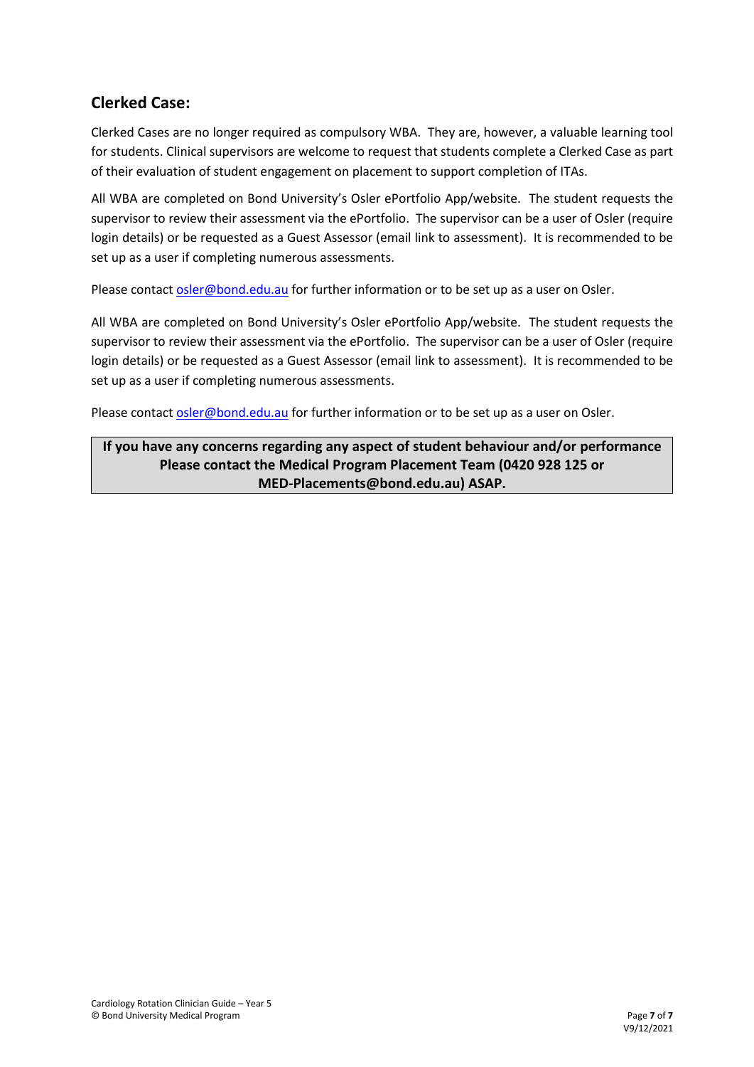## Clerked Case:

Clerked Cases are no longer required as compulsory WBA. They are, however, a valuable learning tool for students. Clinical supervisors are welcome to request that students complete a Clerked Case as part of their evaluation of student engagement on placement to support completion of ITAs.

All WBA are completed on Bond University's Osler ePortfolio App/website. The student requests the supervisor to review their assessment via the ePortfolio. The supervisor can be a user of Osler (require login details) or be requested as a Guest Assessor (email link to assessment). It is recommended to be set up as a user if completing numerous assessments.

Please contact osler@bond.edu.au for further information or to be set up as a user on Osler.

All WBA are completed on Bond University's Osler ePortfolio App/website. The student requests the supervisor to review their assessment via the ePortfolio. The supervisor can be a user of Osler (require login details) or be requested as a Guest Assessor (email link to assessment). It is recommended to be set up as a user if completing numerous assessments.

Please contact osler@bond.edu.au for further information or to be set up as a user on Osler.

**If you have any concerns regarding any aspect of student behaviour and/or performance Please contact the Medical Program Placement Team (0420 928 125 or MED-Placements@bond.edu.au) ASAP.**